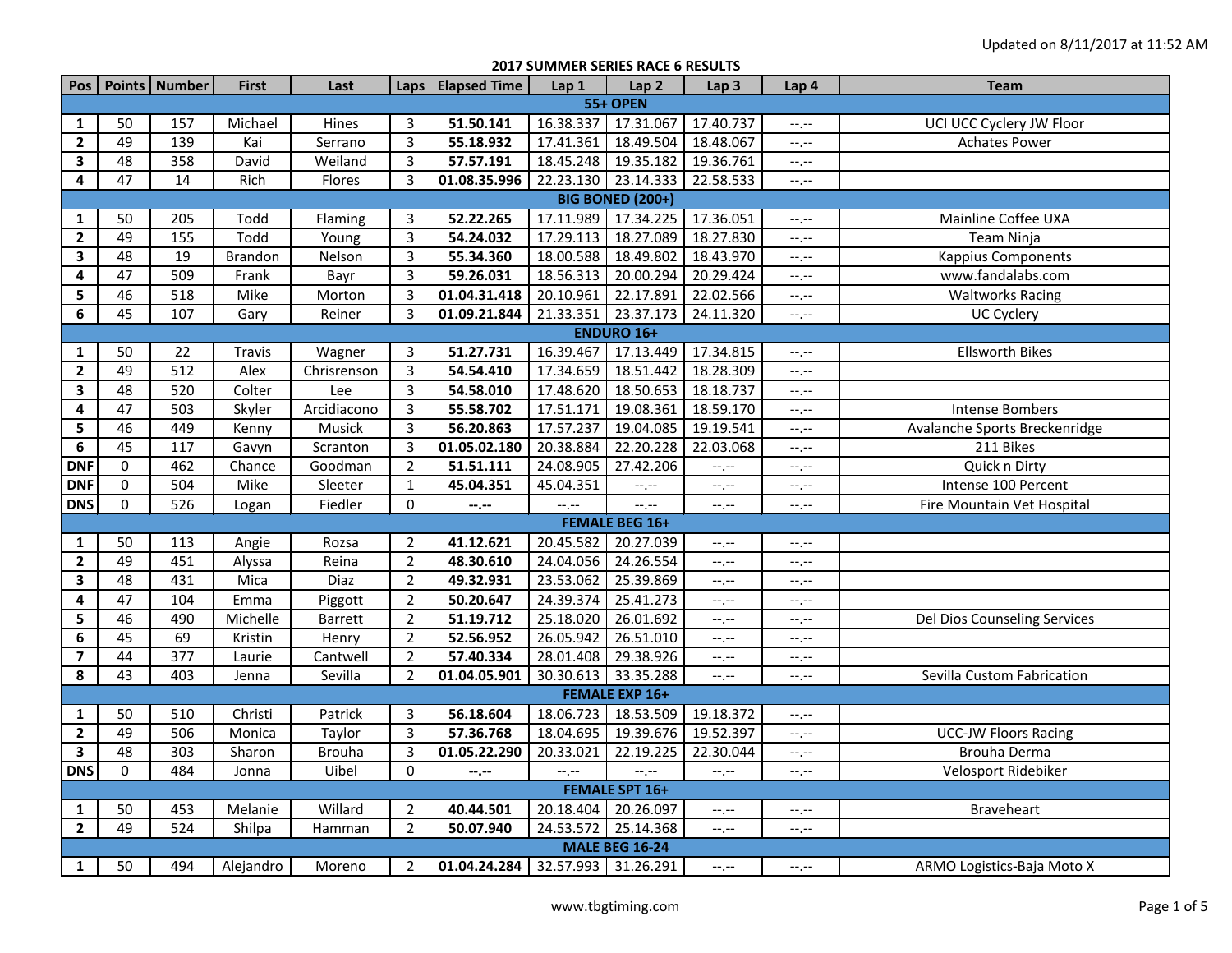Updated on 8/11/2017 at 11:52 AM

# 2017 SUMMER SERIES RACE 6 RESULTS

| Pos | Points | Number | First | Last | Laps | Elapsed Time | Lap 1 | Lap 2 | Lap 3 | Lap 4 | Team |
|---|---|---|---|---|---|---|---|---|---|---|---|
| **55+ OPEN** | | | | | | | | | | | |
| **1** | 50 | 157 | Michael | Hines | 3 | **51.50.141** | 16.38.337 | 17.31.067 | 17.40.737 | --.-- | UCI UCC Cyclery JW Floor |
| **2** | 49 | 139 | Kai | Serrano | 3 | **55.18.932** | 17.41.361 | 18.49.504 | 18.48.067 | --.-- | Achates Power |
| **3** | 48 | 358 | David | Weiland | 3 | **57.57.191** | 18.45.248 | 19.35.182 | 19.36.761 | --.-- | |
| **4** | 47 | 14 | Rich | Flores | 3 | **01.08.35.996** | 22.23.130 | 23.14.333 | 22.58.533 | --.-- | |
| **BIG BONED (200+)** | | | | | | | | | | | |
| **1** | 50 | 205 | Todd | Flaming | 3 | **52.22.265** | 17.11.989 | 17.34.225 | 17.36.051 | --.-- | Mainline Coffee UXA |
| **2** | 49 | 155 | Todd | Young | 3 | **54.24.032** | 17.29.113 | 18.27.089 | 18.27.830 | --.-- | Team Ninja |
| **3** | 48 | 19 | Brandon | Nelson | 3 | **55.34.360** | 18.00.588 | 18.49.802 | 18.43.970 | --.-- | Kappius Components |
| **4** | 47 | 509 | Frank | Bayr | 3 | **59.26.031** | 18.56.313 | 20.00.294 | 20.29.424 | --.-- | www.fandalabs.com |
| **5** | 46 | 518 | Mike | Morton | 3 | **01.04.31.418** | 20.10.961 | 22.17.891 | 22.02.566 | --.-- | Waltworks Racing |
| **6** | 45 | 107 | Gary | Reiner | 3 | **01.09.21.844** | 21.33.351 | 23.37.173 | 24.11.320 | --.-- | UC Cyclery |
| **ENDURO 16+** | | | | | | | | | | | |
| **1** | 50 | 22 | Travis | Wagner | 3 | **51.27.731** | 16.39.467 | 17.13.449 | 17.34.815 | --.-- | Ellsworth Bikes |
| **2** | 49 | 512 | Alex | Chrisrenson | 3 | **54.54.410** | 17.34.659 | 18.51.442 | 18.28.309 | --.-- | |
| **3** | 48 | 520 | Colter | Lee | 3 | **54.58.010** | 17.48.620 | 18.50.653 | 18.18.737 | --.-- | |
| **4** | 47 | 503 | Skyler | Arcidiacono | 3 | **55.58.702** | 17.51.171 | 19.08.361 | 18.59.170 | --.-- | Intense Bombers |
| **5** | 46 | 449 | Kenny | Musick | 3 | **56.20.863** | 17.57.237 | 19.04.085 | 19.19.541 | --.-- | Avalanche Sports Breckenridge |
| **6** | 45 | 117 | Gavyn | Scranton | 3 | **01.05.02.180** | 20.38.884 | 22.20.228 | 22.03.068 | --.-- | 211 Bikes |
| **DNF** | 0 | 462 | Chance | Goodman | 2 | **51.51.111** | 24.08.905 | 27.42.206 | --.-- | --.-- | Quick n Dirty |
| **DNF** | 0 | 504 | Mike | Sleeter | 1 | **45.04.351** | 45.04.351 | --.-- | --.-- | --.-- | Intense 100 Percent |
| **DNS** | 0 | 526 | Logan | Fiedler | 0 | **--.--** | --.-- | --.-- | --.-- | --.-- | Fire Mountain Vet Hospital |
| **FEMALE BEG 16+** | | | | | | | | | | | |
| **1** | 50 | 113 | Angie | Rozsa | 2 | **41.12.621** | 20.45.582 | 20.27.039 | --.-- | --.-- | |
| **2** | 49 | 451 | Alyssa | Reina | 2 | **48.30.610** | 24.04.056 | 24.26.554 | --.-- | --.-- | |
| **3** | 48 | 431 | Mica | Diaz | 2 | **49.32.931** | 23.53.062 | 25.39.869 | --.-- | --.-- | |
| **4** | 47 | 104 | Emma | Piggott | 2 | **50.20.647** | 24.39.374 | 25.41.273 | --.-- | --.-- | |
| **5** | 46 | 490 | Michelle | Barrett | 2 | **51.19.712** | 25.18.020 | 26.01.692 | --.-- | --.-- | Del Dios Counseling Services |
| **6** | 45 | 69 | Kristin | Henry | 2 | **52.56.952** | 26.05.942 | 26.51.010 | --.-- | --.-- | |
| **7** | 44 | 377 | Laurie | Cantwell | 2 | **57.40.334** | 28.01.408 | 29.38.926 | --.-- | --.-- | |
| **8** | 43 | 403 | Jenna | Sevilla | 2 | **01.04.05.901** | 30.30.613 | 33.35.288 | --.-- | --.-- | Sevilla Custom Fabrication |
| **FEMALE EXP 16+** | | | | | | | | | | | |
| **1** | 50 | 510 | Christi | Patrick | 3 | **56.18.604** | 18.06.723 | 18.53.509 | 19.18.372 | --.-- | |
| **2** | 49 | 506 | Monica | Taylor | 3 | **57.36.768** | 18.04.695 | 19.39.676 | 19.52.397 | --.-- | UCC-JW Floors Racing |
| **3** | 48 | 303 | Sharon | Brouha | 3 | **01.05.22.290** | 20.33.021 | 22.19.225 | 22.30.044 | --.-- | Brouha Derma |
| **DNS** | 0 | 484 | Jonna | Uibel | 0 | **--.--** | --.-- | --.-- | --.-- | --.-- | Velosport Ridebiker |
| **FEMALE SPT 16+** | | | | | | | | | | | |
| **1** | 50 | 453 | Melanie | Willard | 2 | **40.44.501** | 20.18.404 | 20.26.097 | --.-- | --.-- | Braveheart |
| **2** | 49 | 524 | Shilpa | Hamman | 2 | **50.07.940** | 24.53.572 | 25.14.368 | --.-- | --.-- | |
| **MALE BEG 16-24** | | | | | | | | | | | |
| **1** | 50 | 494 | Alejandro | Moreno | 2 | **01.04.24.284** | 32.57.993 | 31.26.291 | --.-- | --.-- | ARMO Logistics-Baja Moto X |

www.tbgtiming.com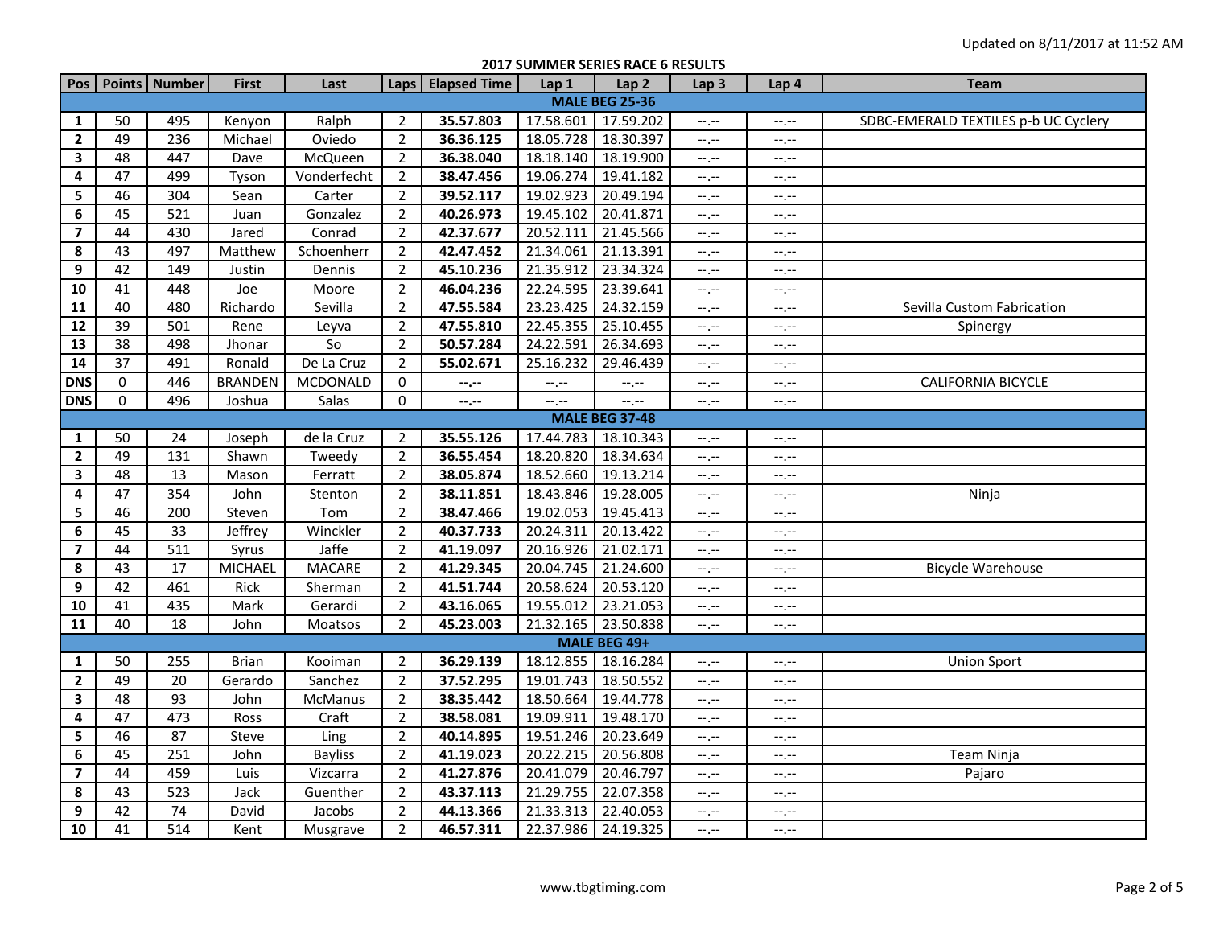Updated on 8/11/2017 at 11:52 AM

**2017 SUMMER SERIES RACE 6 RESULTS**

| Pos | Points | Number | First | Last | Laps | Elapsed Time | Lap 1 | Lap 2 | Lap 3 | Lap 4 | Team |
|---|---|---|---|---|---|---|---|---|---|---|---|
| **MALE BEG 25-36** | | | | | | | | | | | |
| **1** | 50 | 495 | Kenyon | Ralph | 2 | **35.57.803** | 17.58.601 | 17.59.202 | --.-- | --.-- | SDBC-EMERALD TEXTILES p-b UC Cyclery |
| **2** | 49 | 236 | Michael | Oviedo | 2 | **36.36.125** | 18.05.728 | 18.30.397 | --.-- | --.-- | |
| **3** | 48 | 447 | Dave | McQueen | 2 | **36.38.040** | 18.18.140 | 18.19.900 | --.-- | --.-- | |
| **4** | 47 | 499 | Tyson | Vonderfecht | 2 | **38.47.456** | 19.06.274 | 19.41.182 | --.-- | --.-- | |
| **5** | 46 | 304 | Sean | Carter | 2 | **39.52.117** | 19.02.923 | 20.49.194 | --.-- | --.-- | |
| **6** | 45 | 521 | Juan | Gonzalez | 2 | **40.26.973** | 19.45.102 | 20.41.871 | --.-- | --.-- | |
| **7** | 44 | 430 | Jared | Conrad | 2 | **42.37.677** | 20.52.111 | 21.45.566 | --.-- | --.-- | |
| **8** | 43 | 497 | Matthew | Schoenherr | 2 | **42.47.452** | 21.34.061 | 21.13.391 | --.-- | --.-- | |
| **9** | 42 | 149 | Justin | Dennis | 2 | **45.10.236** | 21.35.912 | 23.34.324 | --.-- | --.-- | |
| **10** | 41 | 448 | Joe | Moore | 2 | **46.04.236** | 22.24.595 | 23.39.641 | --.-- | --.-- | |
| **11** | 40 | 480 | Richardo | Sevilla | 2 | **47.55.584** | 23.23.425 | 24.32.159 | --.-- | --.-- | Sevilla Custom Fabrication |
| **12** | 39 | 501 | Rene | Leyva | 2 | **47.55.810** | 22.45.355 | 25.10.455 | --.-- | --.-- | Spinergy |
| **13** | 38 | 498 | Jhonar | So | 2 | **50.57.284** | 24.22.591 | 26.34.693 | --.-- | --.-- | |
| **14** | 37 | 491 | Ronald | De La Cruz | 2 | **55.02.671** | 25.16.232 | 29.46.439 | --.-- | --.-- | |
| **DNS** | 0 | 446 | BRANDEN | MCDONALD | 0 | **--.--** | --.-- | --.-- | --.-- | --.-- | CALIFORNIA BICYCLE |
| **DNS** | 0 | 496 | Joshua | Salas | 0 | **--.--** | --.-- | --.-- | --.-- | --.-- | |
| **MALE BEG 37-48** | | | | | | | | | | | |
| **1** | 50 | 24 | Joseph | de la Cruz | 2 | **35.55.126** | 17.44.783 | 18.10.343 | --.-- | --.-- | |
| **2** | 49 | 131 | Shawn | Tweedy | 2 | **36.55.454** | 18.20.820 | 18.34.634 | --.-- | --.-- | |
| **3** | 48 | 13 | Mason | Ferratt | 2 | **38.05.874** | 18.52.660 | 19.13.214 | --.-- | --.-- | |
| **4** | 47 | 354 | John | Stenton | 2 | **38.11.851** | 18.43.846 | 19.28.005 | --.-- | --.-- | Ninja |
| **5** | 46 | 200 | Steven | Tom | 2 | **38.47.466** | 19.02.053 | 19.45.413 | --.-- | --.-- | |
| **6** | 45 | 33 | Jeffrey | Winckler | 2 | **40.37.733** | 20.24.311 | 20.13.422 | --.-- | --.-- | |
| **7** | 44 | 511 | Syrus | Jaffe | 2 | **41.19.097** | 20.16.926 | 21.02.171 | --.-- | --.-- | |
| **8** | 43 | 17 | MICHAEL | MACARE | 2 | **41.29.345** | 20.04.745 | 21.24.600 | --.-- | --.-- | Bicycle Warehouse |
| **9** | 42 | 461 | Rick | Sherman | 2 | **41.51.744** | 20.58.624 | 20.53.120 | --.-- | --.-- | |
| **10** | 41 | 435 | Mark | Gerardi | 2 | **43.16.065** | 19.55.012 | 23.21.053 | --.-- | --.-- | |
| **11** | 40 | 18 | John | Moatsos | 2 | **45.23.003** | 21.32.165 | 23.50.838 | --.-- | --.-- | |
| **MALE BEG 49+** | | | | | | | | | | | |
| **1** | 50 | 255 | Brian | Kooiman | 2 | **36.29.139** | 18.12.855 | 18.16.284 | --.-- | --.-- | Union Sport |
| **2** | 49 | 20 | Gerardo | Sanchez | 2 | **37.52.295** | 19.01.743 | 18.50.552 | --.-- | --.-- | |
| **3** | 48 | 93 | John | McManus | 2 | **38.35.442** | 18.50.664 | 19.44.778 | --.-- | --.-- | |
| **4** | 47 | 473 | Ross | Craft | 2 | **38.58.081** | 19.09.911 | 19.48.170 | --.-- | --.-- | |
| **5** | 46 | 87 | Steve | Ling | 2 | **40.14.895** | 19.51.246 | 20.23.649 | --.-- | --.-- | |
| **6** | 45 | 251 | John | Bayliss | 2 | **41.19.023** | 20.22.215 | 20.56.808 | --.-- | --.-- | Team Ninja |
| **7** | 44 | 459 | Luis | Vizcarra | 2 | **41.27.876** | 20.41.079 | 20.46.797 | --.-- | --.-- | Pajaro |
| **8** | 43 | 523 | Jack | Guenther | 2 | **43.37.113** | 21.29.755 | 22.07.358 | --.-- | --.-- | |
| **9** | 42 | 74 | David | Jacobs | 2 | **44.13.366** | 21.33.313 | 22.40.053 | --.-- | --.-- | |
| **10** | 41 | 514 | Kent | Musgrave | 2 | **46.57.311** | 22.37.986 | 24.19.325 | --.-- | --.-- | |

www.tbgtiming.com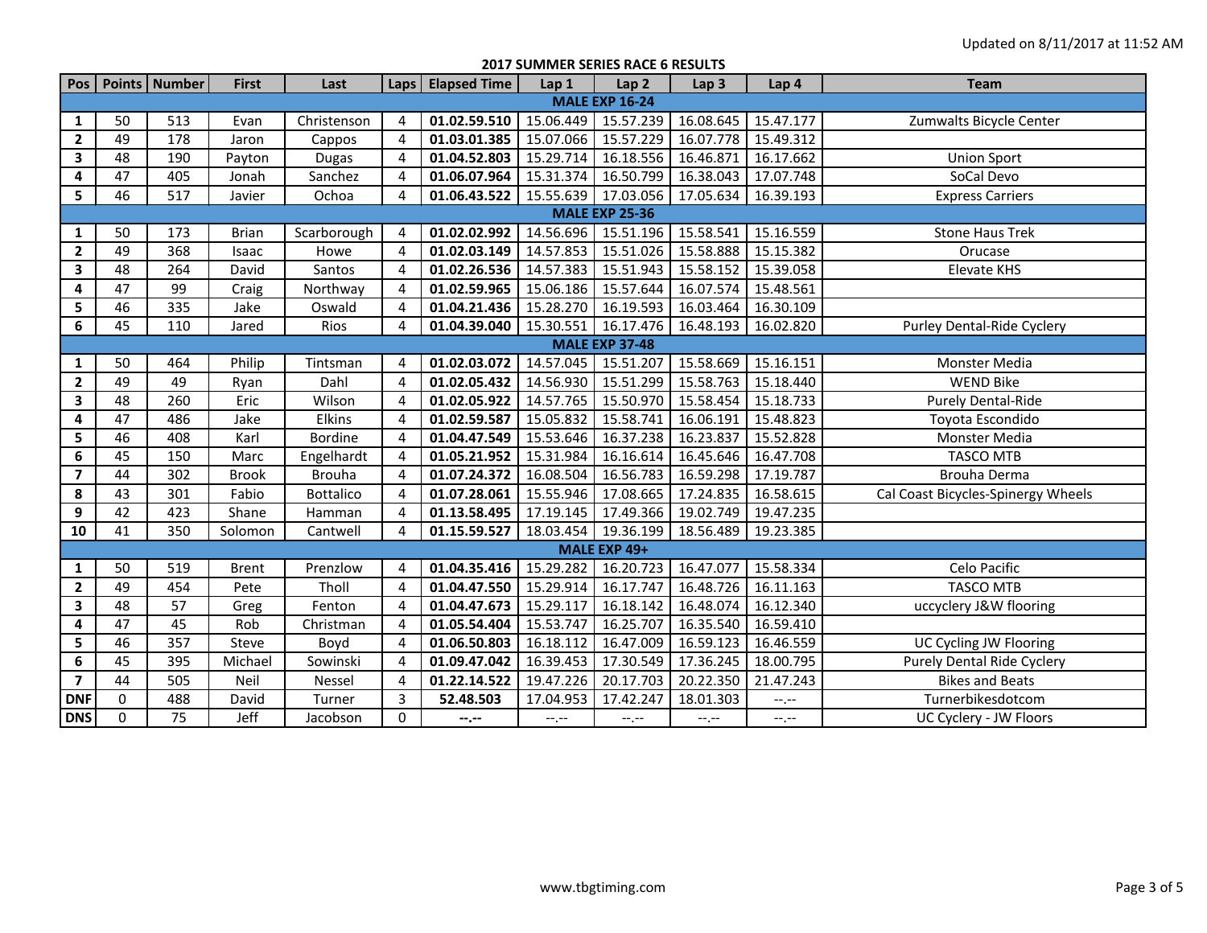Updated on 8/11/2017 at 11:52 AM

## 2017 SUMMER SERIES RACE 6 RESULTS

| Pos | Points | Number | First | Last | Laps | Elapsed Time | Lap 1 | Lap 2 | Lap 3 | Lap 4 | Team |
|---|---|---|---|---|---|---|---|---|---|---|---|
| **MALE EXP 16-24** | | | | | | | | | | | |
| **1** | 50 | 513 | Evan | Christenson | 4 | **01.02.59.510** | 15.06.449 | 15.57.239 | 16.08.645 | 15.47.177 | Zumwalts Bicycle Center |
| **2** | 49 | 178 | Jaron | Cappos | 4 | **01.03.01.385** | 15.07.066 | 15.57.229 | 16.07.778 | 15.49.312 | |
| **3** | 48 | 190 | Payton | Dugas | 4 | **01.04.52.803** | 15.29.714 | 16.18.556 | 16.46.871 | 16.17.662 | Union Sport |
| **4** | 47 | 405 | Jonah | Sanchez | 4 | **01.06.07.964** | 15.31.374 | 16.50.799 | 16.38.043 | 17.07.748 | SoCal Devo |
| **5** | 46 | 517 | Javier | Ochoa | 4 | **01.06.43.522** | 15.55.639 | 17.03.056 | 17.05.634 | 16.39.193 | Express Carriers |
| **MALE EXP 25-36** | | | | | | | | | | | |
| **1** | 50 | 173 | Brian | Scarborough | 4 | **01.02.02.992** | 14.56.696 | 15.51.196 | 15.58.541 | 15.16.559 | Stone Haus Trek |
| **2** | 49 | 368 | Isaac | Howe | 4 | **01.02.03.149** | 14.57.853 | 15.51.026 | 15.58.888 | 15.15.382 | Orucase |
| **3** | 48 | 264 | David | Santos | 4 | **01.02.26.536** | 14.57.383 | 15.51.943 | 15.58.152 | 15.39.058 | Elevate KHS |
| **4** | 47 | 99 | Craig | Northway | 4 | **01.02.59.965** | 15.06.186 | 15.57.644 | 16.07.574 | 15.48.561 | |
| **5** | 46 | 335 | Jake | Oswald | 4 | **01.04.21.436** | 15.28.270 | 16.19.593 | 16.03.464 | 16.30.109 | |
| **6** | 45 | 110 | Jared | Rios | 4 | **01.04.39.040** | 15.30.551 | 16.17.476 | 16.48.193 | 16.02.820 | Purley Dental-Ride Cyclery |
| **MALE EXP 37-48** | | | | | | | | | | | |
| **1** | 50 | 464 | Philip | Tintsman | 4 | **01.02.03.072** | 14.57.045 | 15.51.207 | 15.58.669 | 15.16.151 | Monster Media |
| **2** | 49 | 49 | Ryan | Dahl | 4 | **01.02.05.432** | 14.56.930 | 15.51.299 | 15.58.763 | 15.18.440 | WEND Bike |
| **3** | 48 | 260 | Eric | Wilson | 4 | **01.02.05.922** | 14.57.765 | 15.50.970 | 15.58.454 | 15.18.733 | Purely Dental-Ride |
| **4** | 47 | 486 | Jake | Elkins | 4 | **01.02.59.587** | 15.05.832 | 15.58.741 | 16.06.191 | 15.48.823 | Toyota Escondido |
| **5** | 46 | 408 | Karl | Bordine | 4 | **01.04.47.549** | 15.53.646 | 16.37.238 | 16.23.837 | 15.52.828 | Monster Media |
| **6** | 45 | 150 | Marc | Engelhardt | 4 | **01.05.21.952** | 15.31.984 | 16.16.614 | 16.45.646 | 16.47.708 | TASCO MTB |
| **7** | 44 | 302 | Brook | Brouha | 4 | **01.07.24.372** | 16.08.504 | 16.56.783 | 16.59.298 | 17.19.787 | Brouha Derma |
| **8** | 43 | 301 | Fabio | Bottalico | 4 | **01.07.28.061** | 15.55.946 | 17.08.665 | 17.24.835 | 16.58.615 | Cal Coast Bicycles-Spinergy Wheels |
| **9** | 42 | 423 | Shane | Hamman | 4 | **01.13.58.495** | 17.19.145 | 17.49.366 | 19.02.749 | 19.47.235 | |
| **10** | 41 | 350 | Solomon | Cantwell | 4 | **01.15.59.527** | 18.03.454 | 19.36.199 | 18.56.489 | 19.23.385 | |
| **MALE EXP 49+** | | | | | | | | | | | |
| **1** | 50 | 519 | Brent | Prenzlow | 4 | **01.04.35.416** | 15.29.282 | 16.20.723 | 16.47.077 | 15.58.334 | Celo Pacific |
| **2** | 49 | 454 | Pete | Tholl | 4 | **01.04.47.550** | 15.29.914 | 16.17.747 | 16.48.726 | 16.11.163 | TASCO MTB |
| **3** | 48 | 57 | Greg | Fenton | 4 | **01.04.47.673** | 15.29.117 | 16.18.142 | 16.48.074 | 16.12.340 | uccyclery J&W flooring |
| **4** | 47 | 45 | Rob | Christman | 4 | **01.05.54.404** | 15.53.747 | 16.25.707 | 16.35.540 | 16.59.410 | |
| **5** | 46 | 357 | Steve | Boyd | 4 | **01.06.50.803** | 16.18.112 | 16.47.009 | 16.59.123 | 16.46.559 | UC Cycling JW Flooring |
| **6** | 45 | 395 | Michael | Sowinski | 4 | **01.09.47.042** | 16.39.453 | 17.30.549 | 17.36.245 | 18.00.795 | Purely Dental Ride Cyclery |
| **7** | 44 | 505 | Neil | Nessel | 4 | **01.22.14.522** | 19.47.226 | 20.17.703 | 20.22.350 | 21.47.243 | Bikes and Beats |
| **DNF** | 0 | 488 | David | Turner | 3 | **52.48.503** | 17.04.953 | 17.42.247 | 18.01.303 | --.-- | Turnerbikesdotcom |
| **DNS** | 0 | 75 | Jeff | Jacobson | 0 | **--.--** | --.-- | --.-- | --.-- | --.-- | UC Cyclery - JW Floors |

www.tbgtiming.com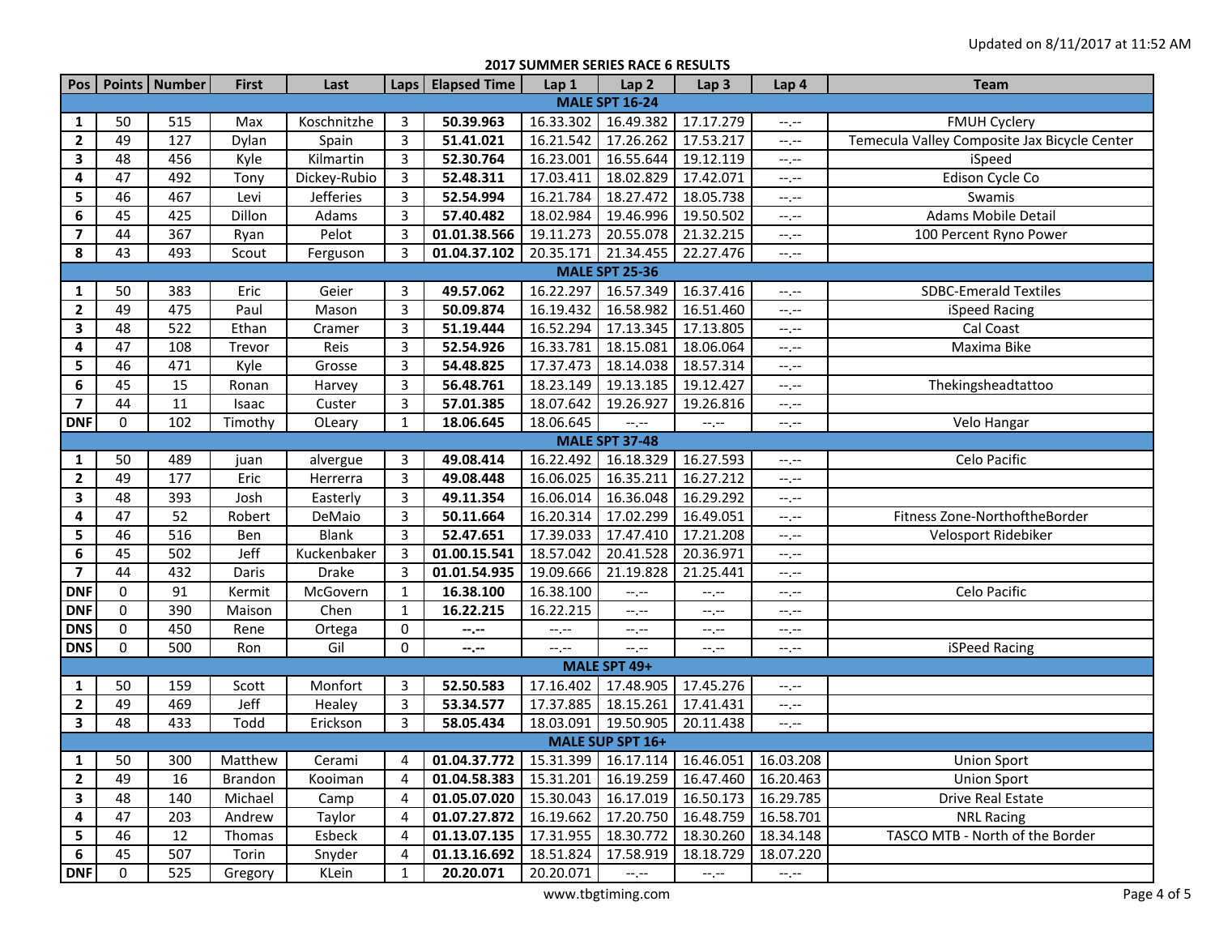Updated on 8/11/2017 at 11:52 AM

## 2017 SUMMER SERIES RACE 6 RESULTS

| Pos | Points | Number | First | Last | Laps | Elapsed Time | Lap 1 | Lap 2 | Lap 3 | Lap 4 | Team |
|---|---|---|---|---|---|---|---|---|---|---|---|
| **MALE SPT 16-24** | | | | | | | | | | | |
| **1** | 50 | 515 | Max | Koschnitzhe | 3 | **50.39.963** | 16.33.302 | 16.49.382 | 17.17.279 | --.-- | FMUH Cyclery |
| **2** | 49 | 127 | Dylan | Spain | 3 | **51.41.021** | 16.21.542 | 17.26.262 | 17.53.217 | --.-- | Temecula Valley Composite Jax Bicycle Center |
| **3** | 48 | 456 | Kyle | Kilmartin | 3 | **52.30.764** | 16.23.001 | 16.55.644 | 19.12.119 | --.-- | iSpeed |
| **4** | 47 | 492 | Tony | Dickey-Rubio | 3 | **52.48.311** | 17.03.411 | 18.02.829 | 17.42.071 | --.-- | Edison Cycle Co |
| **5** | 46 | 467 | Levi | Jefferies | 3 | **52.54.994** | 16.21.784 | 18.27.472 | 18.05.738 | --.-- | Swamis |
| **6** | 45 | 425 | Dillon | Adams | 3 | **57.40.482** | 18.02.984 | 19.46.996 | 19.50.502 | --.-- | Adams Mobile Detail |
| **7** | 44 | 367 | Ryan | Pelot | 3 | **01.01.38.566** | 19.11.273 | 20.55.078 | 21.32.215 | --.-- | 100 Percent Ryno Power |
| **8** | 43 | 493 | Scout | Ferguson | 3 | **01.04.37.102** | 20.35.171 | 21.34.455 | 22.27.476 | --.-- | |
| **MALE SPT 25-36** | | | | | | | | | | | |
| **1** | 50 | 383 | Eric | Geier | 3 | **49.57.062** | 16.22.297 | 16.57.349 | 16.37.416 | --.-- | SDBC-Emerald Textiles |
| **2** | 49 | 475 | Paul | Mason | 3 | **50.09.874** | 16.19.432 | 16.58.982 | 16.51.460 | --.-- | iSpeed Racing |
| **3** | 48 | 522 | Ethan | Cramer | 3 | **51.19.444** | 16.52.294 | 17.13.345 | 17.13.805 | --.-- | Cal Coast |
| **4** | 47 | 108 | Trevor | Reis | 3 | **52.54.926** | 16.33.781 | 18.15.081 | 18.06.064 | --.-- | Maxima Bike |
| **5** | 46 | 471 | Kyle | Grosse | 3 | **54.48.825** | 17.37.473 | 18.14.038 | 18.57.314 | --.-- | |
| **6** | 45 | 15 | Ronan | Harvey | 3 | **56.48.761** | 18.23.149 | 19.13.185 | 19.12.427 | --.-- | Thekingsheadtattoo |
| **7** | 44 | 11 | Isaac | Custer | 3 | **57.01.385** | 18.07.642 | 19.26.927 | 19.26.816 | --.-- | |
| **DNF** | 0 | 102 | Timothy | OLeary | 1 | **18.06.645** | 18.06.645 | --.-- | --.-- | --.-- | Velo Hangar |
| **MALE SPT 37-48** | | | | | | | | | | | |
| **1** | 50 | 489 | juan | alvergue | 3 | **49.08.414** | 16.22.492 | 16.18.329 | 16.27.593 | --.-- | Celo Pacific |
| **2** | 49 | 177 | Eric | Herrerra | 3 | **49.08.448** | 16.06.025 | 16.35.211 | 16.27.212 | --.-- | |
| **3** | 48 | 393 | Josh | Easterly | 3 | **49.11.354** | 16.06.014 | 16.36.048 | 16.29.292 | --.-- | |
| **4** | 47 | 52 | Robert | DeMaio | 3 | **50.11.664** | 16.20.314 | 17.02.299 | 16.49.051 | --.-- | Fitness Zone-NorthoftheBorder |
| **5** | 46 | 516 | Ben | Blank | 3 | **52.47.651** | 17.39.033 | 17.47.410 | 17.21.208 | --.-- | Velosport Ridebiker |
| **6** | 45 | 502 | Jeff | Kuckenbaker | 3 | **01.00.15.541** | 18.57.042 | 20.41.528 | 20.36.971 | --.-- | |
| **7** | 44 | 432 | Daris | Drake | 3 | **01.01.54.935** | 19.09.666 | 21.19.828 | 21.25.441 | --.-- | |
| **DNF** | 0 | 91 | Kermit | McGovern | 1 | **16.38.100** | 16.38.100 | --.-- | --.-- | --.-- | Celo Pacific |
| **DNF** | 0 | 390 | Maison | Chen | 1 | **16.22.215** | 16.22.215 | --.-- | --.-- | --.-- | |
| **DNS** | 0 | 450 | Rene | Ortega | 0 | **--.--** | --.-- | --.-- | --.-- | --.-- | |
| **DNS** | 0 | 500 | Ron | Gil | 0 | **--.--** | --.-- | --.-- | --.-- | --.-- | iSPeed Racing |
| **MALE SPT 49+** | | | | | | | | | | | |
| **1** | 50 | 159 | Scott | Monfort | 3 | **52.50.583** | 17.16.402 | 17.48.905 | 17.45.276 | --.-- | |
| **2** | 49 | 469 | Jeff | Healey | 3 | **53.34.577** | 17.37.885 | 18.15.261 | 17.41.431 | --.-- | |
| **3** | 48 | 433 | Todd | Erickson | 3 | **58.05.434** | 18.03.091 | 19.50.905 | 20.11.438 | --.-- | |
| **MALE SUP SPT 16+** | | | | | | | | | | | |
| **1** | 50 | 300 | Matthew | Cerami | 4 | **01.04.37.772** | 15.31.399 | 16.17.114 | 16.46.051 | 16.03.208 | Union Sport |
| **2** | 49 | 16 | Brandon | Kooiman | 4 | **01.04.58.383** | 15.31.201 | 16.19.259 | 16.47.460 | 16.20.463 | Union Sport |
| **3** | 48 | 140 | Michael | Camp | 4 | **01.05.07.020** | 15.30.043 | 16.17.019 | 16.50.173 | 16.29.785 | Drive Real Estate |
| **4** | 47 | 203 | Andrew | Taylor | 4 | **01.07.27.872** | 16.19.662 | 17.20.750 | 16.48.759 | 16.58.701 | NRL Racing |
| **5** | 46 | 12 | Thomas | Esbeck | 4 | **01.13.07.135** | 17.31.955 | 18.30.772 | 18.30.260 | 18.34.148 | TASCO MTB - North of the Border |
| **6** | 45 | 507 | Torin | Snyder | 4 | **01.13.16.692** | 18.51.824 | 17.58.919 | 18.18.729 | 18.07.220 | |
| **DNF** | 0 | 525 | Gregory | KLein | 1 | **20.20.071** | 20.20.071 | --.-- | --.-- | --.-- | |

www.tbgtiming.com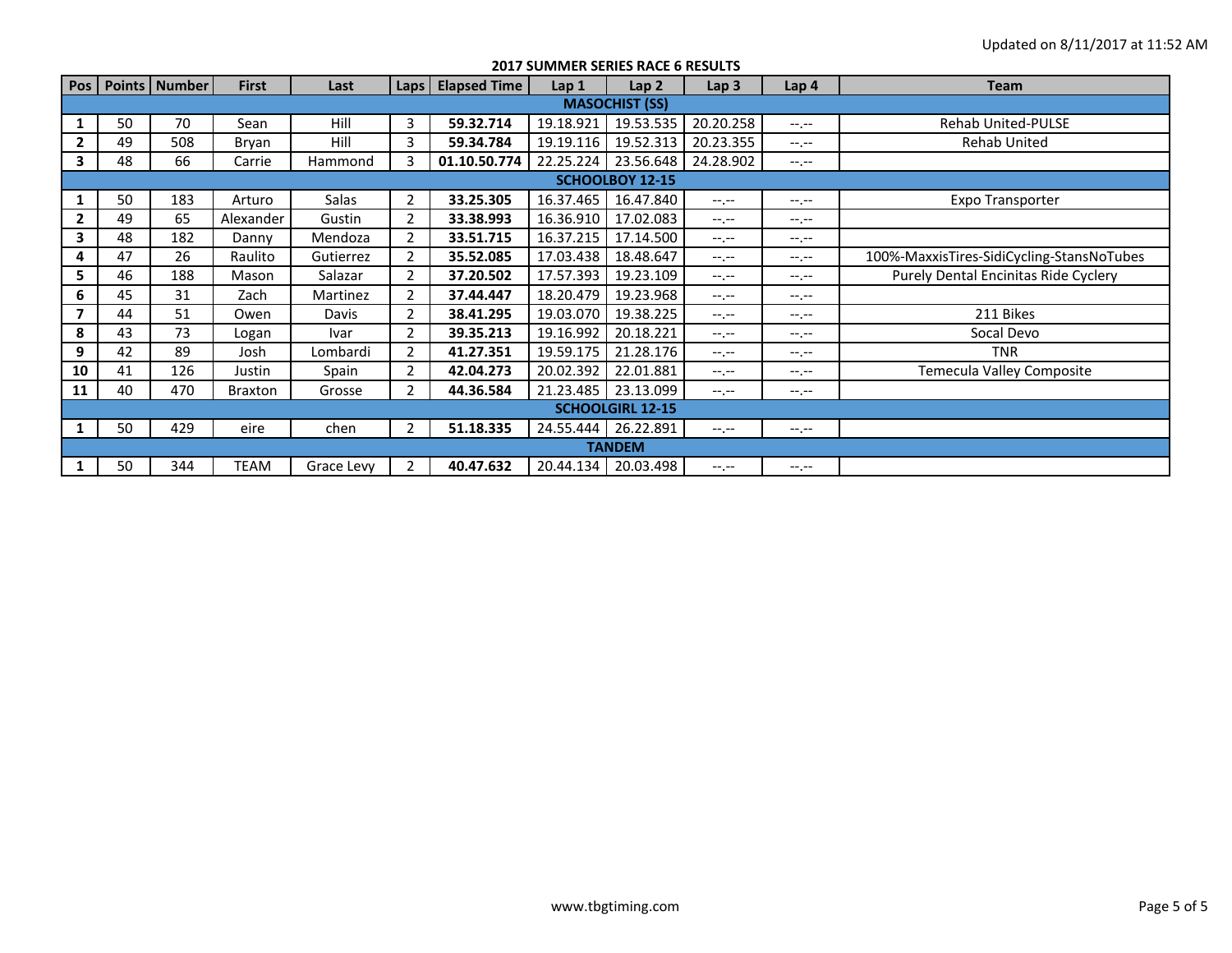Updated on 8/11/2017 at 11:52 AM

## 2017 SUMMER SERIES RACE 6 RESULTS

| Pos | Points | Number | First | Last | Laps | Elapsed Time | Lap 1 | Lap 2 | Lap 3 | Lap 4 | Team |
|---|---|---|---|---|---|---|---|---|---|---|---|
| **MASOCHIST (SS)** | | | | | | | | | | | |
| **1** | 50 | 70 | Sean | Hill | 3 | **59.32.714** | 19.18.921 | 19.53.535 | 20.20.258 | --.-- | Rehab United-PULSE |
| **2** | 49 | 508 | Bryan | Hill | 3 | **59.34.784** | 19.19.116 | 19.52.313 | 20.23.355 | --.-- | Rehab United |
| **3** | 48 | 66 | Carrie | Hammond | 3 | **01.10.50.774** | 22.25.224 | 23.56.648 | 24.28.902 | --.-- | |
| **SCHOOLBOY 12-15** | | | | | | | | | | | |
| **1** | 50 | 183 | Arturo | Salas | 2 | **33.25.305** | 16.37.465 | 16.47.840 | --.-- | --.-- | Expo Transporter |
| **2** | 49 | 65 | Alexander | Gustin | 2 | **33.38.993** | 16.36.910 | 17.02.083 | --.-- | --.-- | |
| **3** | 48 | 182 | Danny | Mendoza | 2 | **33.51.715** | 16.37.215 | 17.14.500 | --.-- | --.-- | |
| **4** | 47 | 26 | Raulito | Gutierrez | 2 | **35.52.085** | 17.03.438 | 18.48.647 | --.-- | --.-- | 100%-MaxxisTires-SidiCycling-StansNoTubes |
| **5** | 46 | 188 | Mason | Salazar | 2 | **37.20.502** | 17.57.393 | 19.23.109 | --.-- | --.-- | Purely Dental Encinitas Ride Cyclery |
| **6** | 45 | 31 | Zach | Martinez | 2 | **37.44.447** | 18.20.479 | 19.23.968 | --.-- | --.-- | |
| **7** | 44 | 51 | Owen | Davis | 2 | **38.41.295** | 19.03.070 | 19.38.225 | --.-- | --.-- | 211 Bikes |
| **8** | 43 | 73 | Logan | Ivar | 2 | **39.35.213** | 19.16.992 | 20.18.221 | --.-- | --.-- | Socal Devo |
| **9** | 42 | 89 | Josh | Lombardi | 2 | **41.27.351** | 19.59.175 | 21.28.176 | --.-- | --.-- | TNR |
| **10** | 41 | 126 | Justin | Spain | 2 | **42.04.273** | 20.02.392 | 22.01.881 | --.-- | --.-- | Temecula Valley Composite |
| **11** | 40 | 470 | Braxton | Grosse | 2 | **44.36.584** | 21.23.485 | 23.13.099 | --.-- | --.-- | |
| **SCHOOLGIRL 12-15** | | | | | | | | | | | |
| **1** | 50 | 429 | eire | chen | 2 | **51.18.335** | 24.55.444 | 26.22.891 | --.-- | --.-- | |
| **TANDEM** | | | | | | | | | | | |
| **1** | 50 | 344 | TEAM | Grace Levy | 2 | **40.47.632** | 20.44.134 | 20.03.498 | --.-- | --.-- | |

www.tbgtiming.com